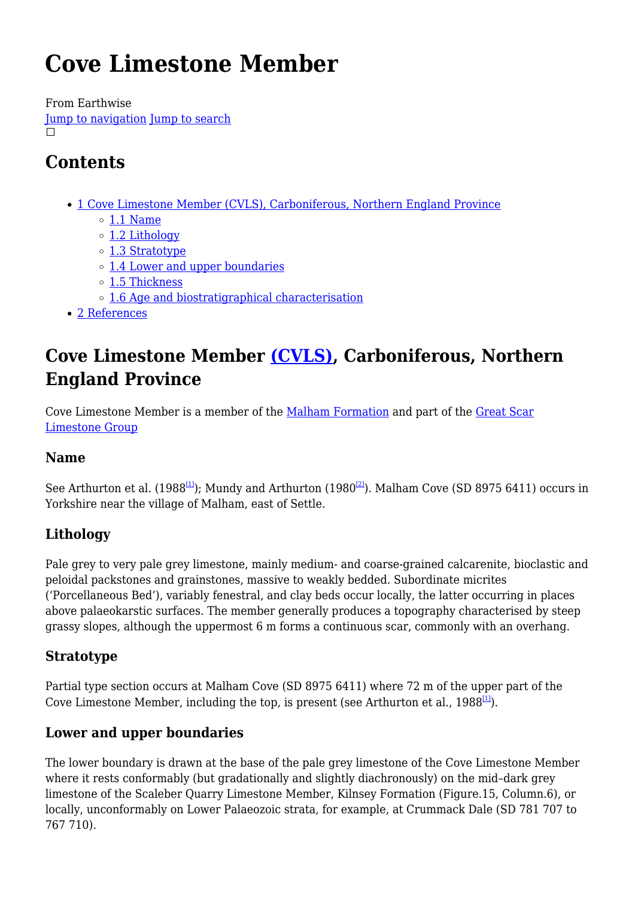# Cove Limestone Member

From Earthwise
Jump to navigation Jump to search

## Contents

- 1 Cove Limestone Member (CVLS), Carboniferous, Northern England Province
  - 1.1 Name
  - 1.2 Lithology
  - 1.3 Stratotype
  - 1.4 Lower and upper boundaries
  - 1.5 Thickness
  - 1.6 Age and biostratigraphical characterisation
- 2 References

## Cove Limestone Member (CVLS), Carboniferous, Northern England Province

Cove Limestone Member is a member of the Malham Formation and part of the Great Scar Limestone Group

### Name

See Arthurton et al. (1988[1]); Mundy and Arthurton (1980[2]). Malham Cove (SD 8975 6411) occurs in Yorkshire near the village of Malham, east of Settle.

### Lithology

Pale grey to very pale grey limestone, mainly medium- and coarse-grained calcarenite, bioclastic and peloidal packstones and grainstones, massive to weakly bedded. Subordinate micrites ('Porcellaneous Bed'), variably fenestral, and clay beds occur locally, the latter occurring in places above palaeokarstic surfaces. The member generally produces a topography characterised by steep grassy slopes, although the uppermost 6 m forms a continuous scar, commonly with an overhang.

### Stratotype

Partial type section occurs at Malham Cove (SD 8975 6411) where 72 m of the upper part of the Cove Limestone Member, including the top, is present (see Arthurton et al., 1988[1]).

### Lower and upper boundaries

The lower boundary is drawn at the base of the pale grey limestone of the Cove Limestone Member where it rests conformably (but gradationally and slightly diachronously) on the mid–dark grey limestone of the Scaleber Quarry Limestone Member, Kilnsey Formation (Figure.15, Column.6), or locally, unconformably on Lower Palaeozoic strata, for example, at Crummack Dale (SD 781 707 to 767 710).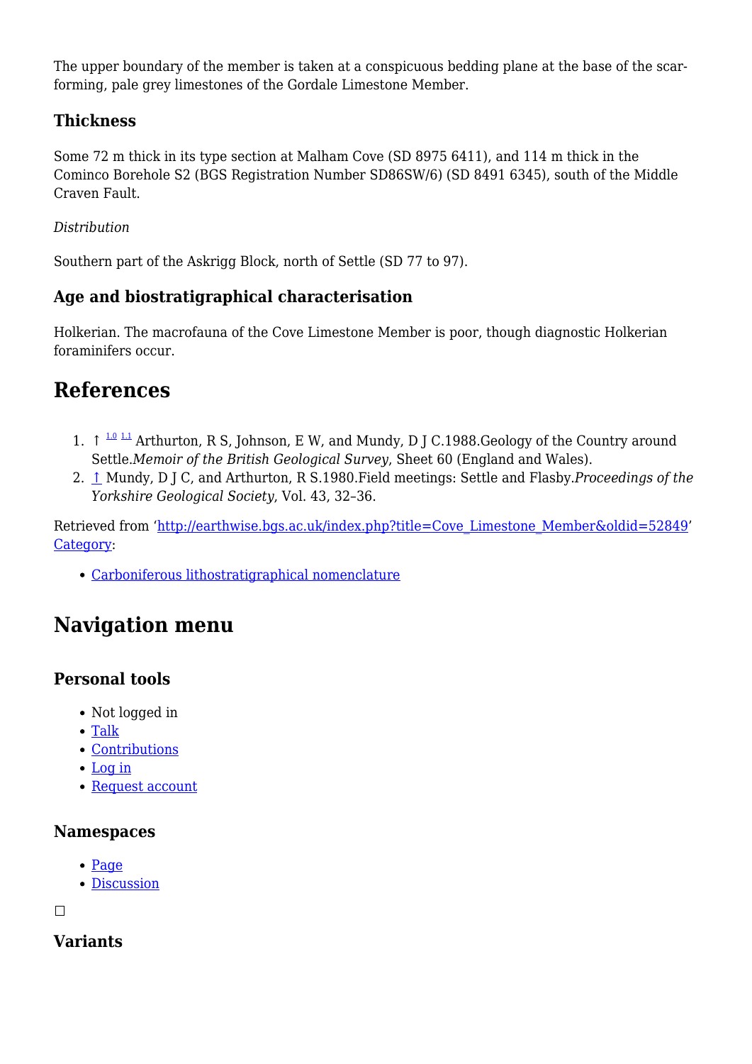The upper boundary of the member is taken at a conspicuous bedding plane at the base of the scar-forming, pale grey limestones of the Gordale Limestone Member.

### Thickness

Some 72 m thick in its type section at Malham Cove (SD 8975 6411), and 114 m thick in the Cominco Borehole S2 (BGS Registration Number SD86SW/6) (SD 8491 6345), south of the Middle Craven Fault.

*Distribution*

Southern part of the Askrigg Block, north of Settle (SD 77 to 97).

### Age and biostratigraphical characterisation

Holkerian. The macrofauna of the Cove Limestone Member is poor, though diagnostic Holkerian foraminifers occur.

## References

1. ↑ [1.0] [1.1] Arthurton, R S, Johnson, E W, and Mundy, D J C.1988.Geology of the Country around Settle.*Memoir of the British Geological Survey*, Sheet 60 (England and Wales).
2. ↑ Mundy, D J C, and Arthurton, R S.1980.Field meetings: Settle and Flasby.*Proceedings of the Yorkshire Geological Society*, Vol. 43, 32–36.

Retrieved from 'http://earthwise.bgs.ac.uk/index.php?title=Cove_Limestone_Member&oldid=52849'
Category:

- Carboniferous lithostratigraphical nomenclature

## Navigation menu

### Personal tools

- Not logged in
- Talk
- Contributions
- Log in
- Request account

### Namespaces

- Page
- Discussion

☐

### Variants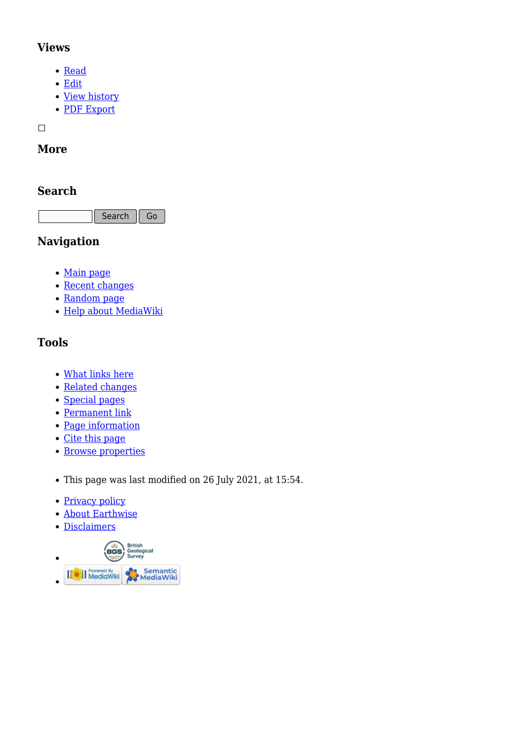### Views

- Read
- Edit
- View history
- PDF Export

☐

### More

### Search

Search Go

### Navigation

- Main page
- Recent changes
- Random page
- Help about MediaWiki

### Tools

- What links here
- Related changes
- Special pages
- Permanent link
- Page information
- Cite this page
- Browse properties

- This page was last modified on 26 July 2021, at 15:54.

- Privacy policy
- About Earthwise
- Disclaimers